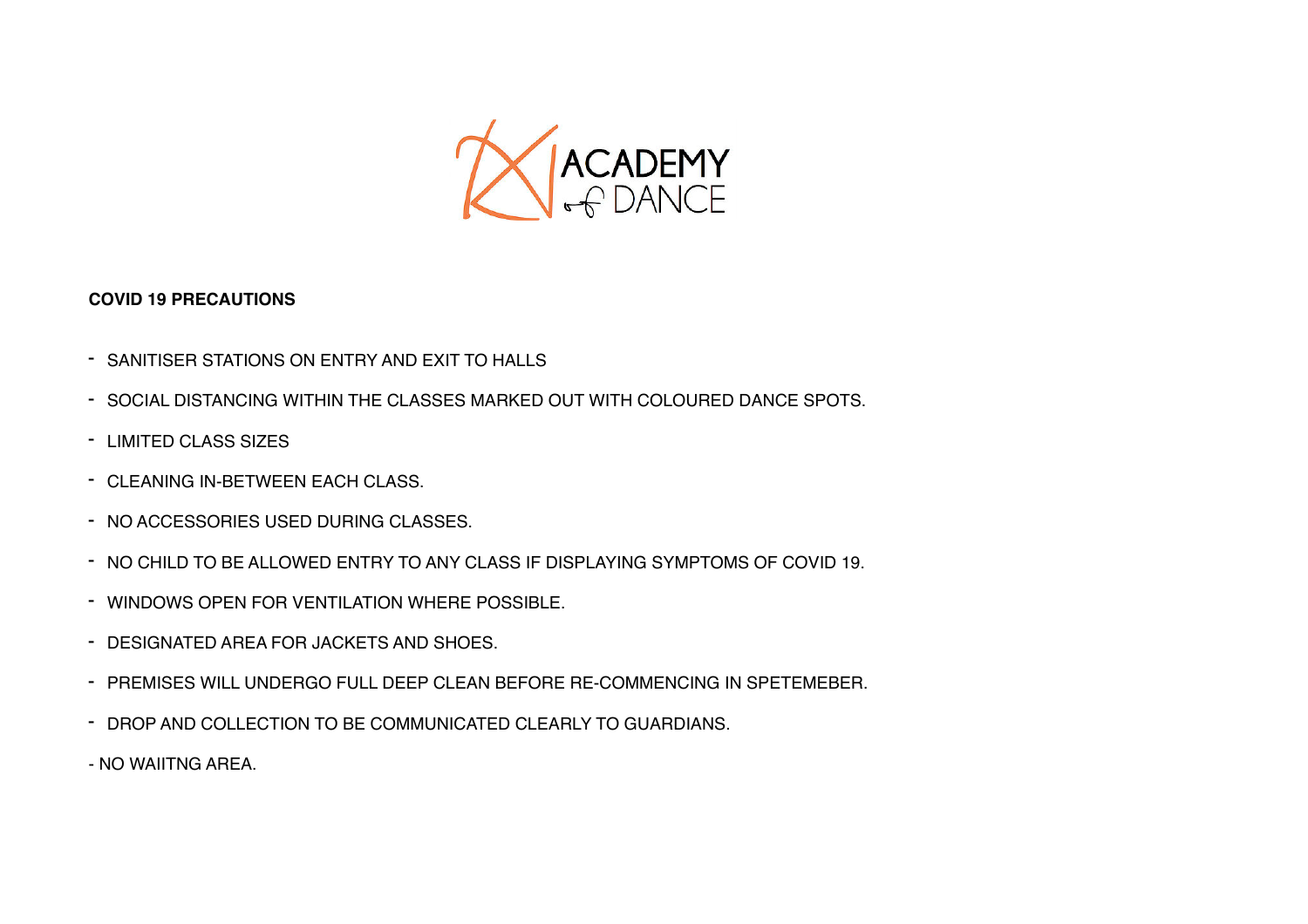ACADEMY of DANCE

**COVID 19 PRECAUTIONS**

- SANITISER STATIONS ON ENTRY AND EXIT TO HALLS
- SOCIAL DISTANCING WITHIN THE CLASSES MARKED OUT WITH COLOURED DANCE SPOTS.
- LIMITED CLASS SIZES
- CLEANING IN-BETWEEN EACH CLASS.
- NO ACCESSORIES USED DURING CLASSES.
- NO CHILD TO BE ALLOWED ENTRY TO ANY CLASS IF DISPLAYING SYMPTOMS OF COVID 19.
- WINDOWS OPEN FOR VENTILATION WHERE POSSIBLE.
- DESIGNATED AREA FOR JACKETS AND SHOES.
- PREMISES WILL UNDERGO FULL DEEP CLEAN BEFORE RE-COMMENCING IN SPETEMEBER.
- DROP AND COLLECTION TO BE COMMUNICATED CLEARLY TO GUARDIANS.
- NO WAIITNG AREA.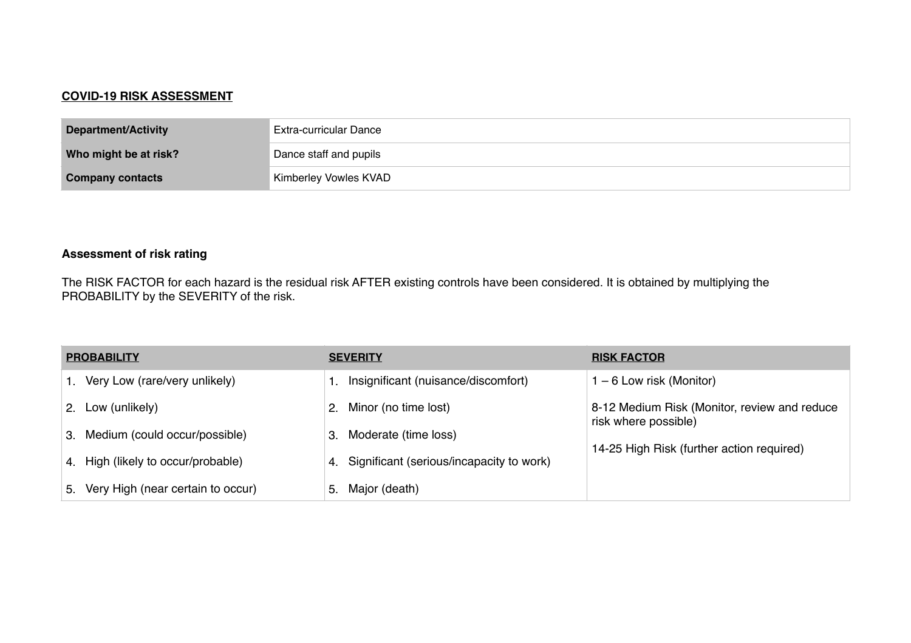**COVID-19 RISK ASSESSMENT**

| **Department/Activity** | Extra-curricular Dance |
|---|---|
| **Who might be at risk?** | Dance staff and pupils |
| **Company contacts** | Kimberley Vowles KVAD |

**Assessment of risk rating**

The RISK FACTOR for each hazard is the residual risk AFTER existing controls have been considered. It is obtained by multiplying the PROBABILITY by the SEVERITY of the risk.

| PROBABILITY | SEVERITY | RISK FACTOR |
|---|---|---|
| 1. Very Low (rare/very unlikely) | 1. Insignificant (nuisance/discomfort) | 1 – 6 Low risk (Monitor) |
| 2. Low (unlikely) | 2. Minor (no time lost) | 8-12 Medium Risk (Monitor, review and reduce risk where possible) |
| 3. Medium (could occur/possible) | 3. Moderate (time loss) | 14-25 High Risk (further action required) |
| 4. High (likely to occur/probable) | 4. Significant (serious/incapacity to work) | |
| 5. Very High (near certain to occur) | 5. Major (death) | |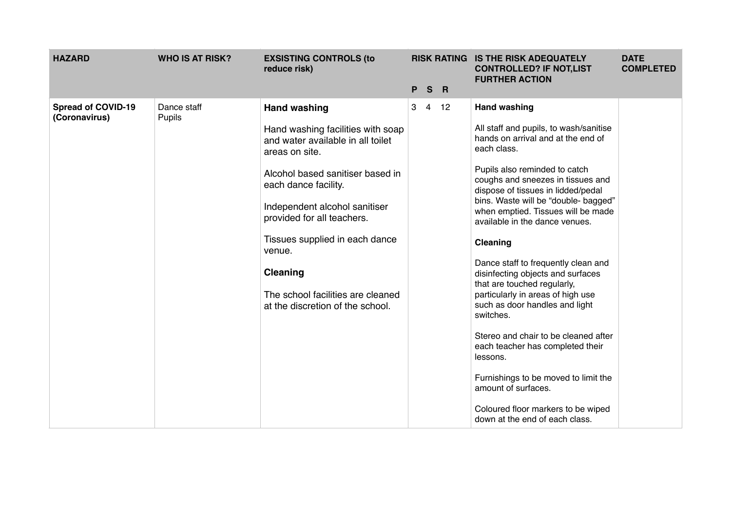| HAZARD | WHO IS AT RISK? | EXSISTING CONTROLS (to reduce risk) | RISK RATING | | | IS THE RISK ADEQUATELY CONTROLLED? IF NOT,LIST FURTHER ACTION | DATE COMPLETED |
|---|---|---|---|---|---|---|---|
| | | | P | S | R | | |
| **Spread of COVID-19 (Coronavirus)** | Dance staff<br>Pupils | **Hand washing**<br><br>Hand washing facilities with soap and water available in all toilet areas on site.<br><br>Alcohol based sanitiser based in each dance facility.<br><br>Independent alcohol sanitiser provided for all teachers.<br><br>Tissues supplied in each dance venue.<br><br>**Cleaning**<br><br>The school facilities are cleaned at the discretion of the school. | 3 | 4 | 12 | **Hand washing**<br><br>All staff and pupils, to wash/sanitise hands on arrival and at the end of each class.<br><br>Pupils also reminded to catch coughs and sneezes in tissues and dispose of tissues in lidded/pedal bins. Waste will be "double- bagged" when emptied. Tissues will be made available in the dance venues.<br><br>**Cleaning**<br><br>Dance staff to frequently clean and disinfecting objects and surfaces that are touched regularly, particularly in areas of high use such as door handles and light switches.<br><br>Stereo and chair to be cleaned after each teacher has completed their lessons.<br><br>Furnishings to be moved to limit the amount of surfaces.<br><br>Coloured floor markers to be wiped down at the end of each class. | |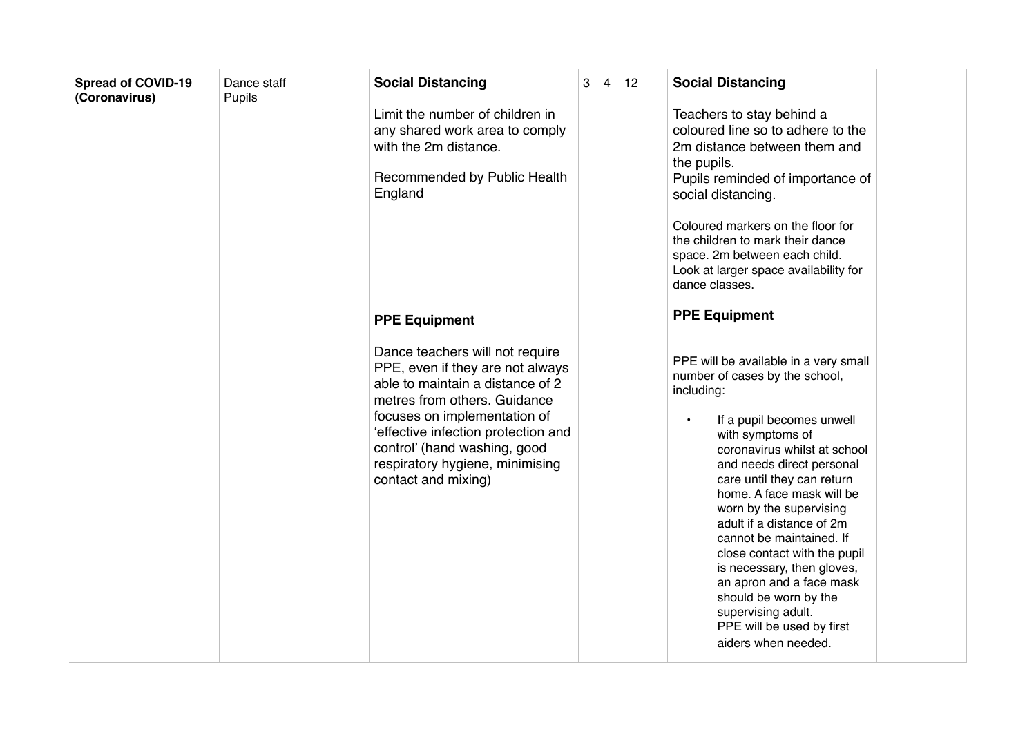| | | | | | |
|---|---|---|---|---|---|
| **Spread of COVID-19 (Coronavirus)** | Dance staff<br>Pupils | **Social Distancing**<br><br>Limit the number of children in any shared work area to comply with the 2m distance.<br><br>Recommended by Public Health England<br><br>**PPE Equipment**<br><br>Dance teachers will not require PPE, even if they are not always able to maintain a distance of 2 metres from others. Guidance focuses on implementation of 'effective infection protection and control' (hand washing, good respiratory hygiene, minimising contact and mixing) | 3 4 12 | **Social Distancing**<br><br>Teachers to stay behind a coloured line so to adhere to the 2m distance between them and the pupils.<br>Pupils reminded of importance of social distancing.<br><br>Coloured markers on the floor for the children to mark their dance space. 2m between each child. Look at larger space availability for dance classes.<br><br>**PPE Equipment**<br><br>PPE will be available in a very small number of cases by the school, including:<br><br>• If a pupil becomes unwell with symptoms of coronavirus whilst at school and needs direct personal care until they can return home. A face mask will be worn by the supervising adult if a distance of 2m cannot be maintained. If close contact with the pupil is necessary, then gloves, an apron and a face mask should be worn by the supervising adult.<br>PPE will be used by first aiders when needed. | |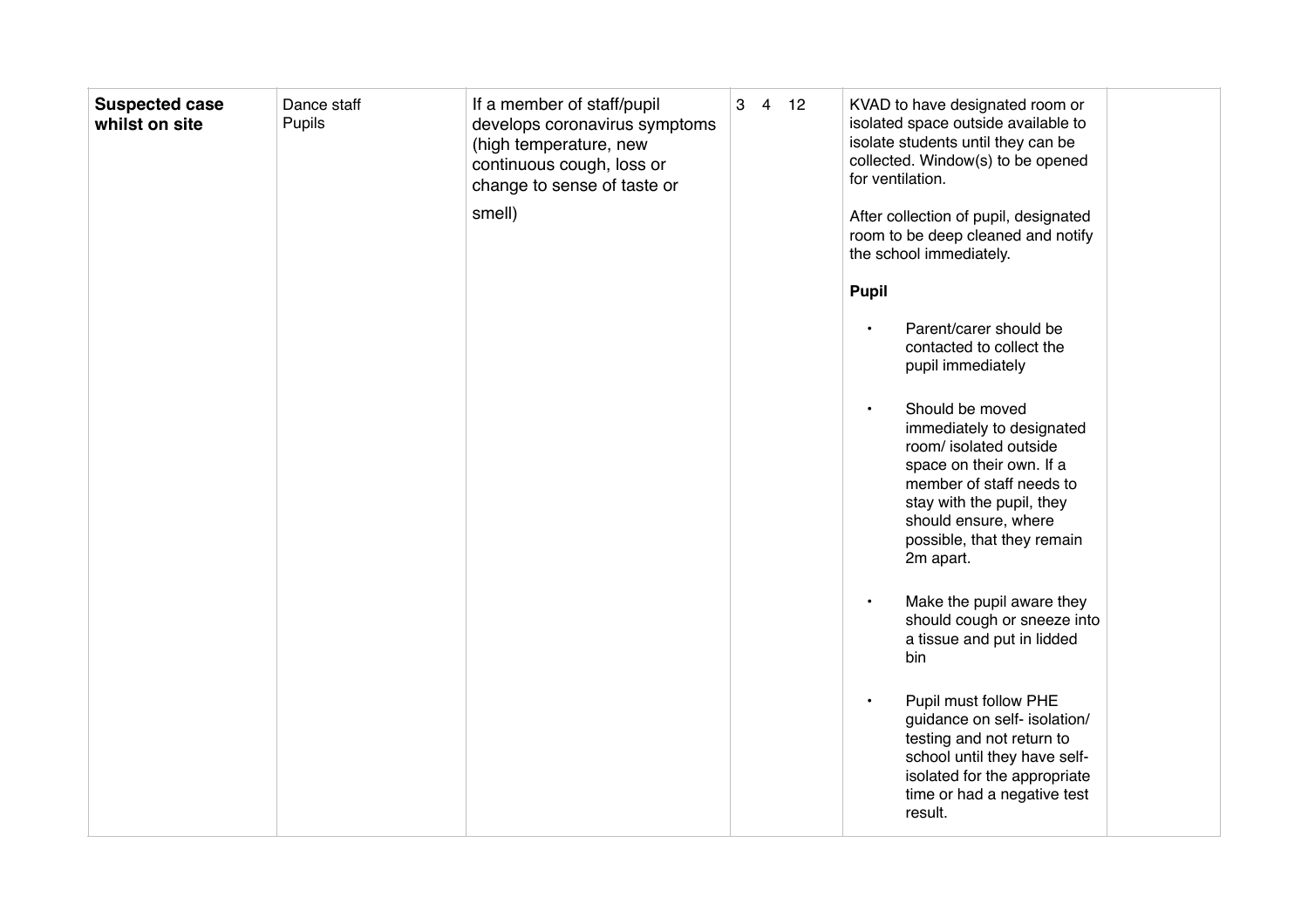| **Suspected case whilst on site** | Dance staff<br>Pupils | If a member of staff/pupil develops coronavirus symptoms (high temperature, new continuous cough, loss or change to sense of taste or smell) | 3 4 12 | KVAD to have designated room or isolated space outside available to isolate students until they can be collected. Window(s) to be opened for ventilation.<br><br>After collection of pupil, designated room to be deep cleaned and notify the school immediately.<br><br>**Pupil**<br><br>• Parent/carer should be contacted to collect the pupil immediately<br><br>• Should be moved immediately to designated room/ isolated outside space on their own. If a member of staff needs to stay with the pupil, they should ensure, where possible, that they remain 2m apart.<br><br>• Make the pupil aware they should cough or sneeze into a tissue and put in lidded bin<br><br>• Pupil must follow PHE guidance on self- isolation/ testing and not return to school until they have self-isolated for the appropriate time or had a negative test result. | |
|---|---|---|---|---|---|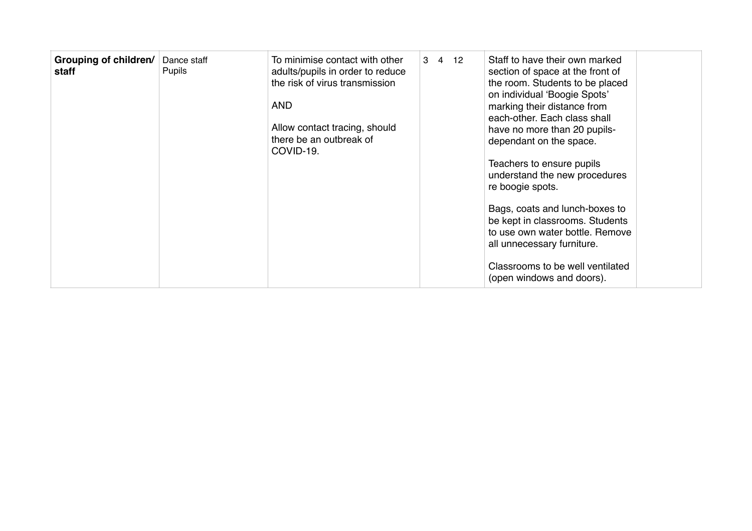| **Grouping of children/ staff** | Dance staff<br>Pupils | To minimise contact with other adults/pupils in order to reduce the risk of virus transmission<br><br>AND<br><br>Allow contact tracing, should there be an outbreak of COVID-19. | 3 4 12 | Staff to have their own marked section of space at the front of the room. Students to be placed on individual 'Boogie Spots' marking their distance from each-other. Each class shall have no more than 20 pupils- dependant on the space.<br><br>Teachers to ensure pupils understand the new procedures re boogie spots.<br><br>Bags, coats and lunch-boxes to be kept in classrooms. Students to use own water bottle. Remove all unnecessary furniture.<br><br>Classrooms to be well ventilated (open windows and doors). | |
|---|---|---|---|---|---|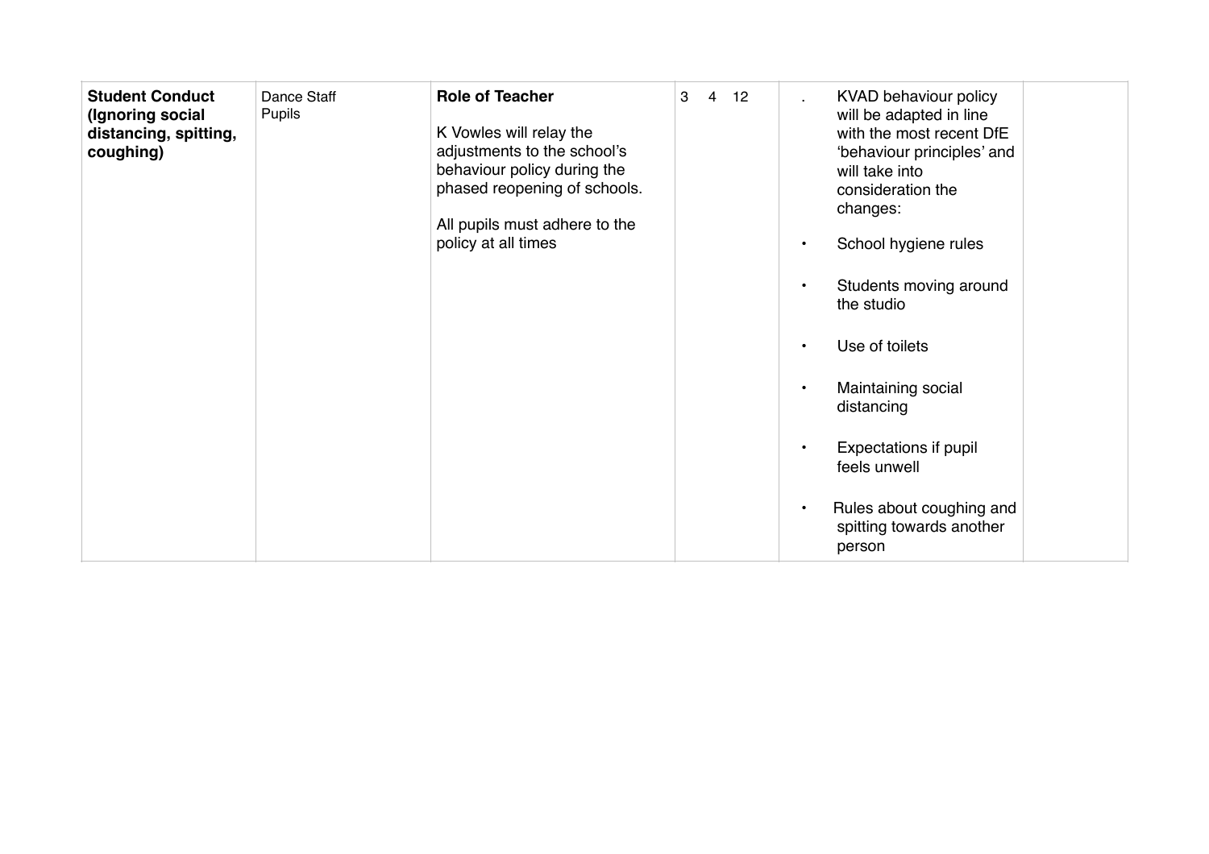| | | | | | | |
|---|---|---|---|---|---|---|
| **Student Conduct (Ignoring social distancing, spitting, coughing)** | Dance Staff<br>Pupils | **Role of Teacher**<br><br>K Vowles will relay the adjustments to the school's behaviour policy during the phased reopening of schools.<br><br>All pupils must adhere to the policy at all times | 3 4 12 | . KVAD behaviour policy will be adapted in line with the most recent DfE 'behaviour principles' and will take into consideration the changes:<br>• School hygiene rules<br>• Students moving around the studio<br>• Use of toilets<br>• Maintaining social distancing<br>• Expectations if pupil feels unwell<br>• Rules about coughing and spitting towards another person | |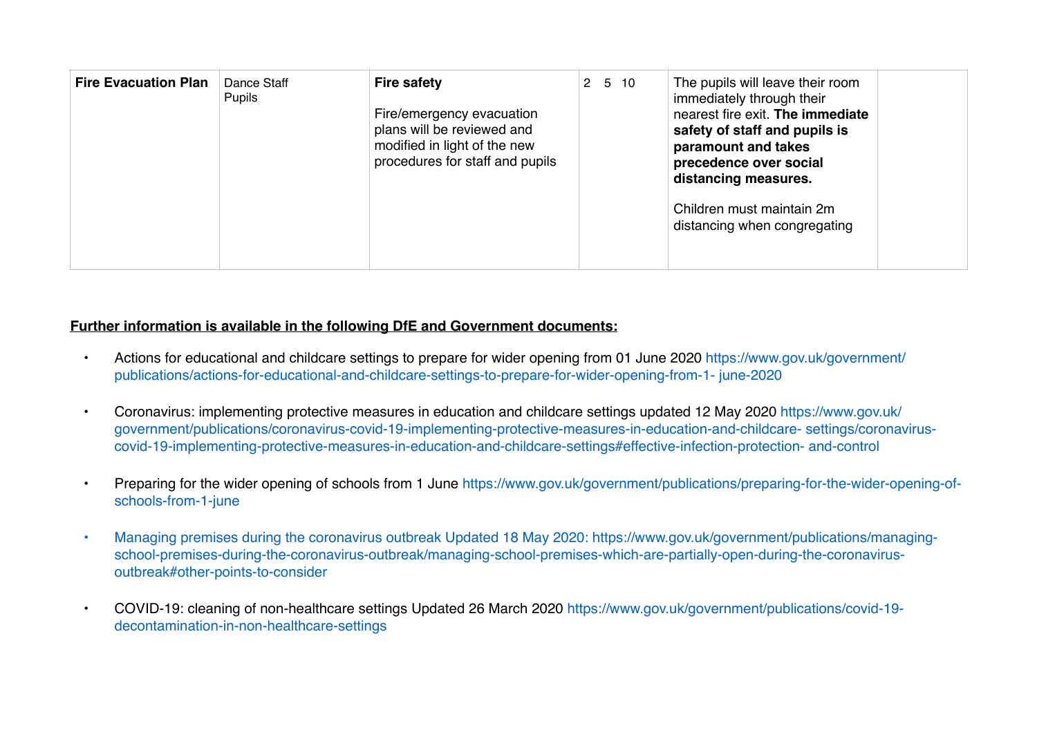| | | | | | |
|---|---|---|---|---|---|
| **Fire Evacuation Plan** | Dance Staff<br>Pupils | **Fire safety**<br><br>Fire/emergency evacuation plans will be reviewed and modified in light of the new procedures for staff and pupils | 2 5 10 | The pupils will leave their room immediately through their nearest fire exit. **The immediate safety of staff and pupils is paramount and takes precedence over social distancing measures.**<br><br>Children must maintain 2m distancing when congregating | |

**<u>Further information is available in the following DfE and Government documents:</u>**

- Actions for educational and childcare settings to prepare for wider opening from 01 June 2020 https://www.gov.uk/government/publications/actions-for-educational-and-childcare-settings-to-prepare-for-wider-opening-from-1- june-2020
- Coronavirus: implementing protective measures in education and childcare settings updated 12 May 2020 https://www.gov.uk/government/publications/coronavirus-covid-19-implementing-protective-measures-in-education-and-childcare- settings/coronavirus-covid-19-implementing-protective-measures-in-education-and-childcare-settings#effective-infection-protection- and-control
- Preparing for the wider opening of schools from 1 June https://www.gov.uk/government/publications/preparing-for-the-wider-opening-of-schools-from-1-june
- Managing premises during the coronavirus outbreak Updated 18 May 2020: https://www.gov.uk/government/publications/managing-school-premises-during-the-coronavirus-outbreak/managing-school-premises-which-are-partially-open-during-the-coronavirus-outbreak#other-points-to-consider
- COVID-19: cleaning of non-healthcare settings Updated 26 March 2020 https://www.gov.uk/government/publications/covid-19-decontamination-in-non-healthcare-settings